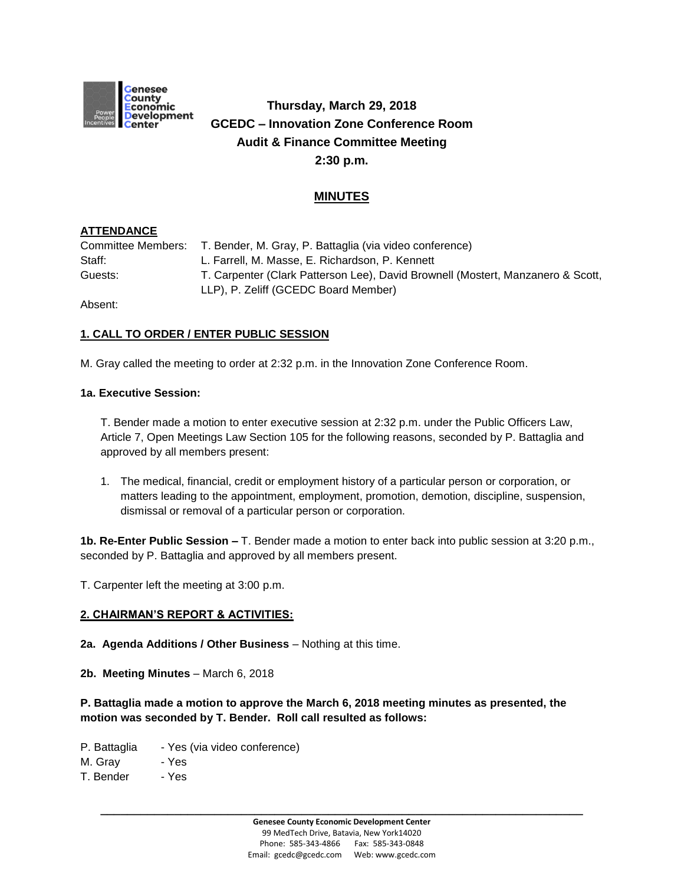**Thursday, March 29, 2018**
**GCEDC – Innovation Zone Conference Room**
**Audit & Finance Committee Meeting**
**2:30 p.m.**

## MINUTES

**ATTENDANCE**

Committee Members: T. Bender, M. Gray, P. Battaglia (via video conference)
Staff: L. Farrell, M. Masse, E. Richardson, P. Kennett
Guests: T. Carpenter (Clark Patterson Lee), David Brownell (Mostert, Manzanero & Scott, LLP), P. Zeliff (GCEDC Board Member)
Absent:

**1. CALL TO ORDER / ENTER PUBLIC SESSION**

M. Gray called the meeting to order at 2:32 p.m. in the Innovation Zone Conference Room.

**1a. Executive Session:**

T. Bender made a motion to enter executive session at 2:32 p.m. under the Public Officers Law, Article 7, Open Meetings Law Section 105 for the following reasons, seconded by P. Battaglia and approved by all members present:

1. The medical, financial, credit or employment history of a particular person or corporation, or matters leading to the appointment, employment, promotion, demotion, discipline, suspension, dismissal or removal of a particular person or corporation.

**1b. Re-Enter Public Session –** T. Bender made a motion to enter back into public session at 3:20 p.m., seconded by P. Battaglia and approved by all members present.

T. Carpenter left the meeting at 3:00 p.m.

**2. CHAIRMAN'S REPORT & ACTIVITIES:**

**2a. Agenda Additions / Other Business** – Nothing at this time.

**2b. Meeting Minutes** – March 6, 2018

**P. Battaglia made a motion to approve the March 6, 2018 meeting minutes as presented, the motion was seconded by T. Bender. Roll call resulted as follows:**

P. Battaglia - Yes (via video conference)
M. Gray - Yes
T. Bender - Yes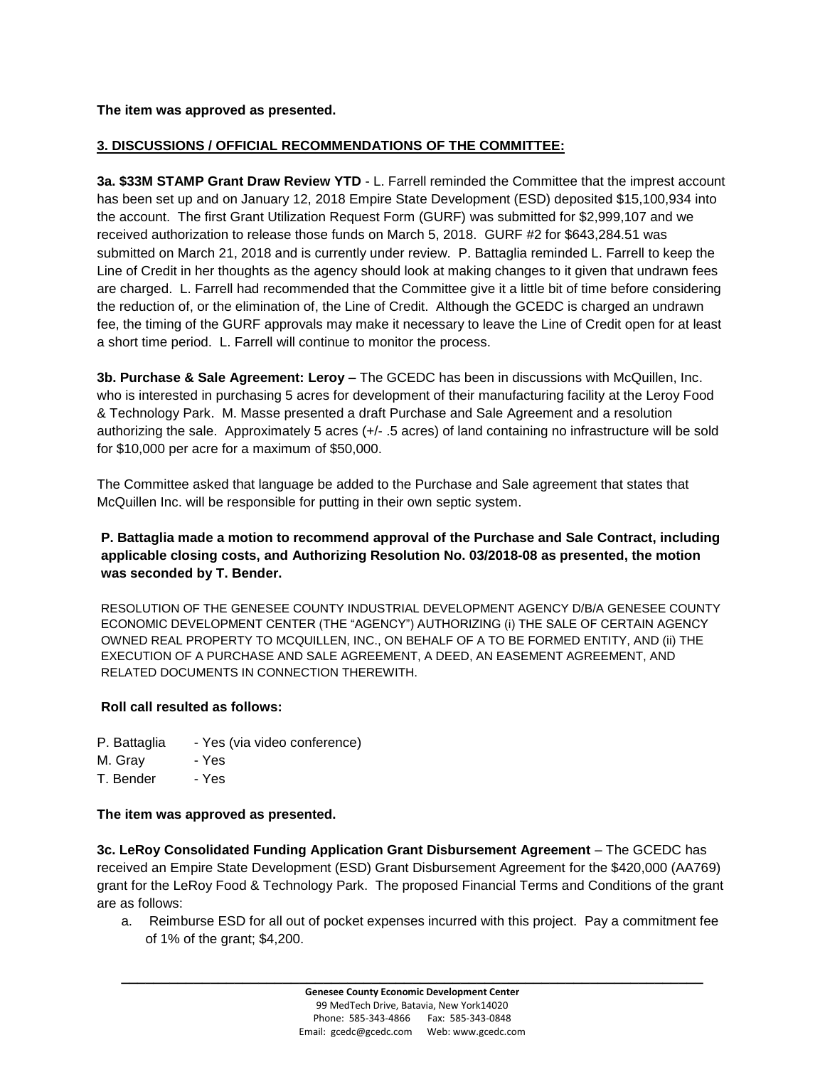**The item was approved as presented.**

## 3. DISCUSSIONS / OFFICIAL RECOMMENDATIONS OF THE COMMITTEE:

**3a. $33M STAMP Grant Draw Review YTD** - L. Farrell reminded the Committee that the imprest account has been set up and on January 12, 2018 Empire State Development (ESD) deposited $15,100,934 into the account. The first Grant Utilization Request Form (GURF) was submitted for $2,999,107 and we received authorization to release those funds on March 5, 2018. GURF #2 for $643,284.51 was submitted on March 21, 2018 and is currently under review. P. Battaglia reminded L. Farrell to keep the Line of Credit in her thoughts as the agency should look at making changes to it given that undrawn fees are charged. L. Farrell had recommended that the Committee give it a little bit of time before considering the reduction of, or the elimination of, the Line of Credit. Although the GCEDC is charged an undrawn fee, the timing of the GURF approvals may make it necessary to leave the Line of Credit open for at least a short time period. L. Farrell will continue to monitor the process.

**3b. Purchase & Sale Agreement: Leroy –** The GCEDC has been in discussions with McQuillen, Inc. who is interested in purchasing 5 acres for development of their manufacturing facility at the Leroy Food & Technology Park. M. Masse presented a draft Purchase and Sale Agreement and a resolution authorizing the sale. Approximately 5 acres (+/- .5 acres) of land containing no infrastructure will be sold for $10,000 per acre for a maximum of $50,000.

The Committee asked that language be added to the Purchase and Sale agreement that states that McQuillen Inc. will be responsible for putting in their own septic system.

**P. Battaglia made a motion to recommend approval of the Purchase and Sale Contract, including applicable closing costs, and Authorizing Resolution No. 03/2018-08 as presented, the motion was seconded by T. Bender.**

RESOLUTION OF THE GENESEE COUNTY INDUSTRIAL DEVELOPMENT AGENCY D/B/A GENESEE COUNTY ECONOMIC DEVELOPMENT CENTER (THE "AGENCY") AUTHORIZING (i) THE SALE OF CERTAIN AGENCY OWNED REAL PROPERTY TO MCQUILLEN, INC., ON BEHALF OF A TO BE FORMED ENTITY, AND (ii) THE EXECUTION OF A PURCHASE AND SALE AGREEMENT, A DEED, AN EASEMENT AGREEMENT, AND RELATED DOCUMENTS IN CONNECTION THEREWITH.

**Roll call resulted as follows:**

P. Battaglia - Yes (via video conference)
M. Gray - Yes
T. Bender - Yes

**The item was approved as presented.**

**3c. LeRoy Consolidated Funding Application Grant Disbursement Agreement** – The GCEDC has received an Empire State Development (ESD) Grant Disbursement Agreement for the $420,000 (AA769) grant for the LeRoy Food & Technology Park. The proposed Financial Terms and Conditions of the grant are as follows:

a. Reimburse ESD for all out of pocket expenses incurred with this project. Pay a commitment fee of 1% of the grant; $4,200.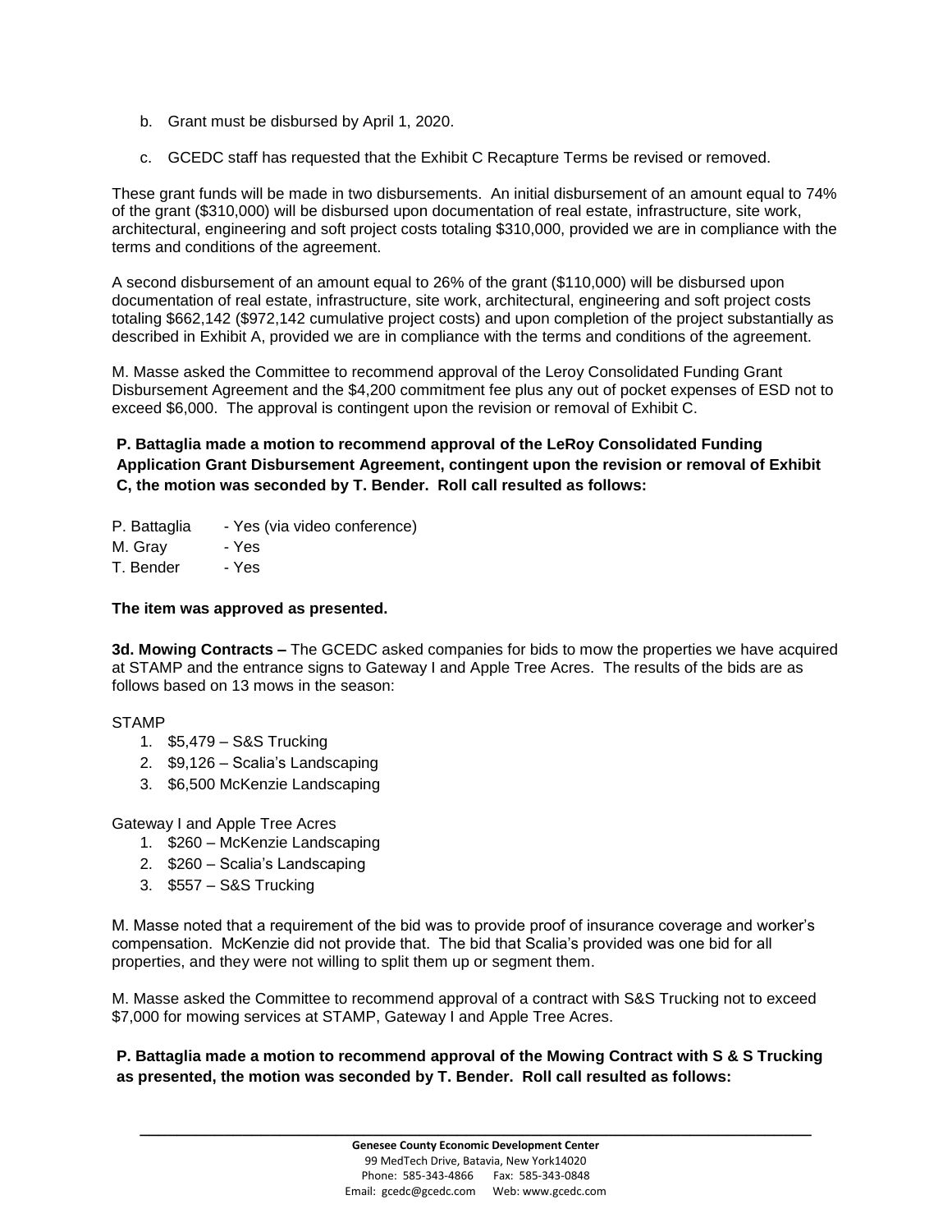b. Grant must be disbursed by April 1, 2020.

c. GCEDC staff has requested that the Exhibit C Recapture Terms be revised or removed.

These grant funds will be made in two disbursements. An initial disbursement of an amount equal to 74% of the grant ($310,000) will be disbursed upon documentation of real estate, infrastructure, site work, architectural, engineering and soft project costs totaling $310,000, provided we are in compliance with the terms and conditions of the agreement.

A second disbursement of an amount equal to 26% of the grant ($110,000) will be disbursed upon documentation of real estate, infrastructure, site work, architectural, engineering and soft project costs totaling $662,142 ($972,142 cumulative project costs) and upon completion of the project substantially as described in Exhibit A, provided we are in compliance with the terms and conditions of the agreement.

M. Masse asked the Committee to recommend approval of the Leroy Consolidated Funding Grant Disbursement Agreement and the $4,200 commitment fee plus any out of pocket expenses of ESD not to exceed $6,000. The approval is contingent upon the revision or removal of Exhibit C.

**P. Battaglia made a motion to recommend approval of the LeRoy Consolidated Funding Application Grant Disbursement Agreement, contingent upon the revision or removal of Exhibit C, the motion was seconded by T. Bender. Roll call resulted as follows:**

P. Battaglia - Yes (via video conference)
M. Gray - Yes
T. Bender - Yes

**The item was approved as presented.**

**3d. Mowing Contracts –** The GCEDC asked companies for bids to mow the properties we have acquired at STAMP and the entrance signs to Gateway I and Apple Tree Acres. The results of the bids are as follows based on 13 mows in the season:

STAMP

1. $5,479 – S&S Trucking
2. $9,126 – Scalia's Landscaping
3. $6,500 McKenzie Landscaping

Gateway I and Apple Tree Acres

1. $260 – McKenzie Landscaping
2. $260 – Scalia's Landscaping
3. $557 – S&S Trucking

M. Masse noted that a requirement of the bid was to provide proof of insurance coverage and worker's compensation. McKenzie did not provide that. The bid that Scalia's provided was one bid for all properties, and they were not willing to split them up or segment them.

M. Masse asked the Committee to recommend approval of a contract with S&S Trucking not to exceed $7,000 for mowing services at STAMP, Gateway I and Apple Tree Acres.

**P. Battaglia made a motion to recommend approval of the Mowing Contract with S & S Trucking as presented, the motion was seconded by T. Bender. Roll call resulted as follows:**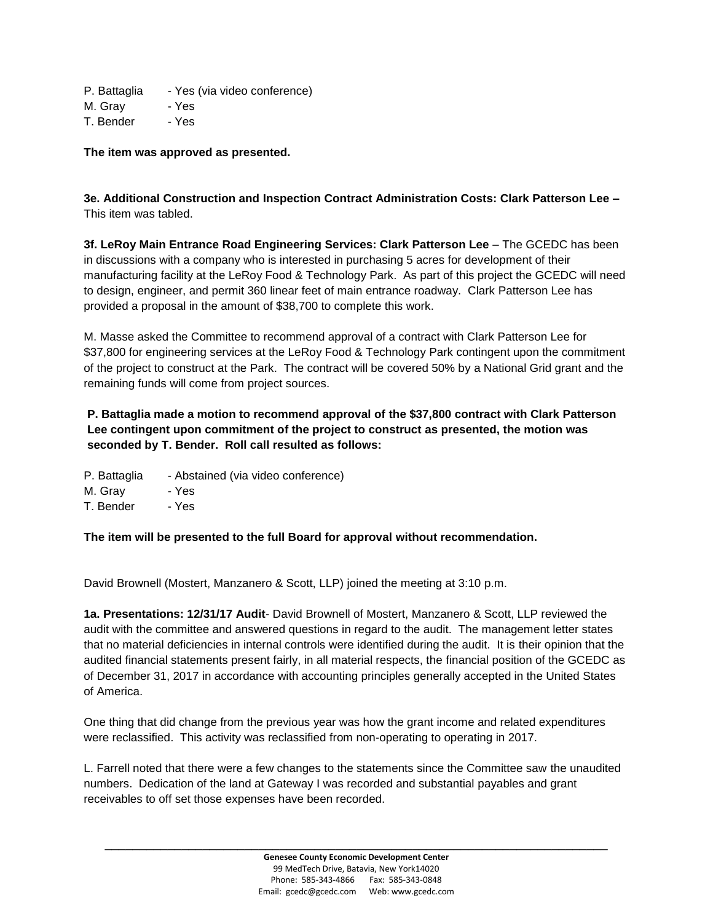P. Battaglia - Yes (via video conference)
M. Gray - Yes
T. Bender - Yes

**The item was approved as presented.**

**3e. Additional Construction and Inspection Contract Administration Costs: Clark Patterson Lee –** This item was tabled.

**3f. LeRoy Main Entrance Road Engineering Services: Clark Patterson Lee** – The GCEDC has been in discussions with a company who is interested in purchasing 5 acres for development of their manufacturing facility at the LeRoy Food & Technology Park. As part of this project the GCEDC will need to design, engineer, and permit 360 linear feet of main entrance roadway. Clark Patterson Lee has provided a proposal in the amount of $38,700 to complete this work.

M. Masse asked the Committee to recommend approval of a contract with Clark Patterson Lee for $37,800 for engineering services at the LeRoy Food & Technology Park contingent upon the commitment of the project to construct at the Park. The contract will be covered 50% by a National Grid grant and the remaining funds will come from project sources.

**P. Battaglia made a motion to recommend approval of the $37,800 contract with Clark Patterson Lee contingent upon commitment of the project to construct as presented, the motion was seconded by T. Bender. Roll call resulted as follows:**

P. Battaglia - Abstained (via video conference)
M. Gray - Yes
T. Bender - Yes

**The item will be presented to the full Board for approval without recommendation.**

David Brownell (Mostert, Manzanero & Scott, LLP) joined the meeting at 3:10 p.m.

**1a. Presentations: 12/31/17 Audit**- David Brownell of Mostert, Manzanero & Scott, LLP reviewed the audit with the committee and answered questions in regard to the audit. The management letter states that no material deficiencies in internal controls were identified during the audit. It is their opinion that the audited financial statements present fairly, in all material respects, the financial position of the GCEDC as of December 31, 2017 in accordance with accounting principles generally accepted in the United States of America.

One thing that did change from the previous year was how the grant income and related expenditures were reclassified. This activity was reclassified from non-operating to operating in 2017.

L. Farrell noted that there were a few changes to the statements since the Committee saw the unaudited numbers. Dedication of the land at Gateway I was recorded and substantial payables and grant receivables to off set those expenses have been recorded.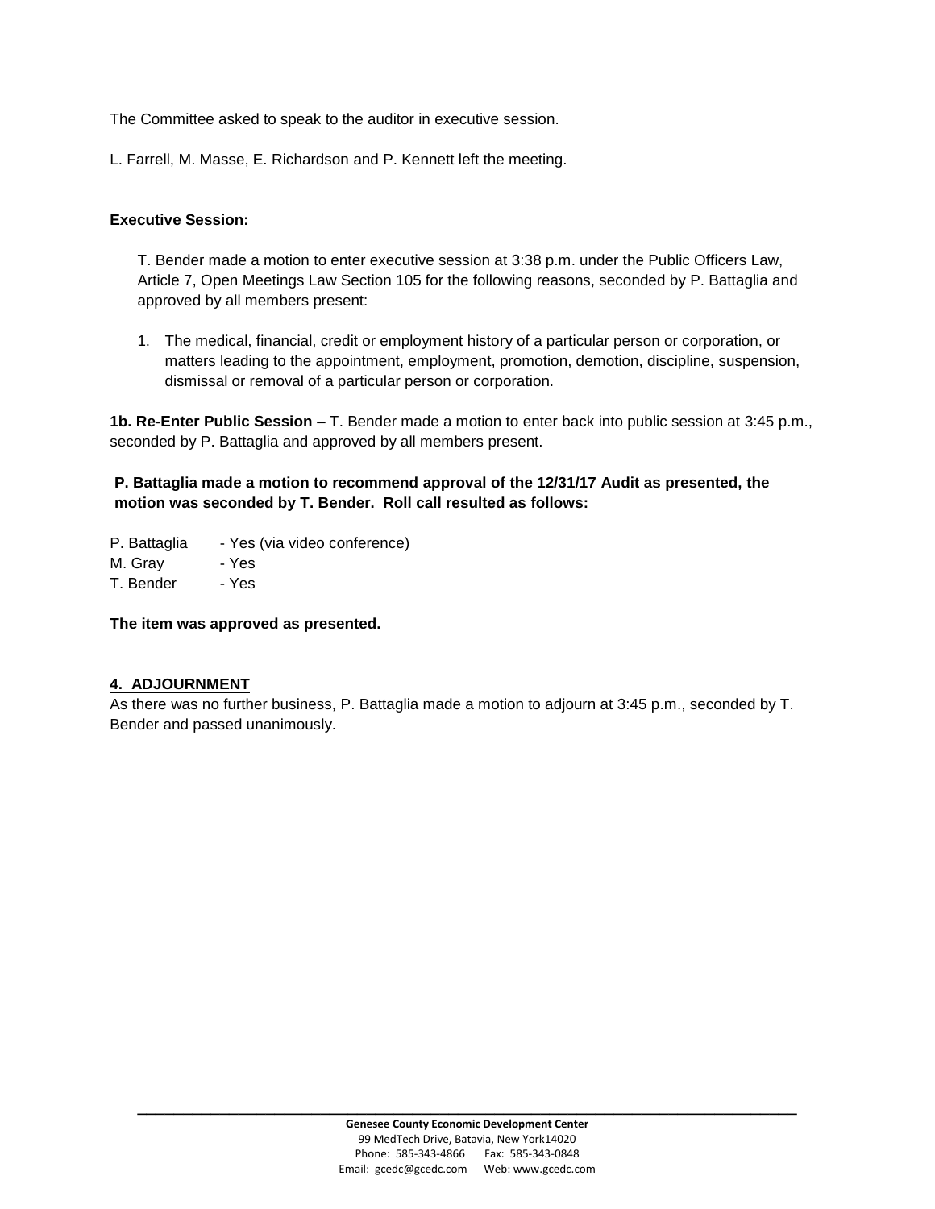The Committee asked to speak to the auditor in executive session.

L. Farrell, M. Masse, E. Richardson and P. Kennett left the meeting.

**Executive Session:**

T. Bender made a motion to enter executive session at 3:38 p.m. under the Public Officers Law, Article 7, Open Meetings Law Section 105 for the following reasons, seconded by P. Battaglia and approved by all members present:

1. The medical, financial, credit or employment history of a particular person or corporation, or matters leading to the appointment, employment, promotion, demotion, discipline, suspension, dismissal or removal of a particular person or corporation.

**1b. Re-Enter Public Session –** T. Bender made a motion to enter back into public session at 3:45 p.m., seconded by P. Battaglia and approved by all members present.

**P. Battaglia made a motion to recommend approval of the 12/31/17 Audit as presented, the motion was seconded by T. Bender. Roll call resulted as follows:**

P. Battaglia - Yes (via video conference)
M. Gray - Yes
T. Bender - Yes

**The item was approved as presented.**

**4. ADJOURNMENT**

As there was no further business, P. Battaglia made a motion to adjourn at 3:45 p.m., seconded by T. Bender and passed unanimously.